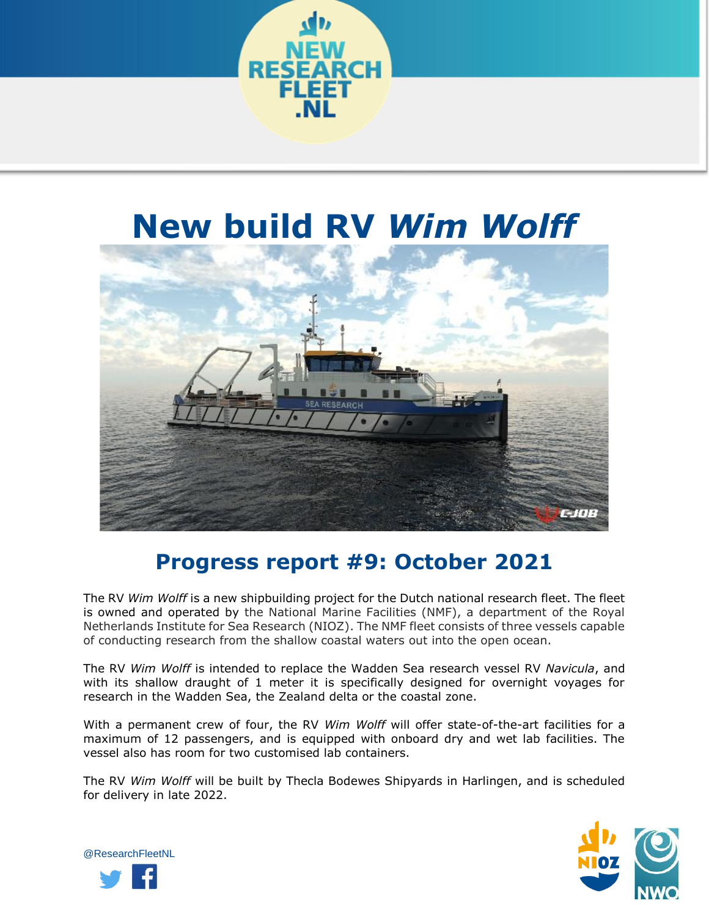# New build RV *Wim Wolff*

## Progress report #9: October 2021

The RV *Wim Wolff* is a new shipbuilding project for the Dutch national research fleet. The fleet is owned and operated by the National Marine Facilities (NMF), a department of the Royal Netherlands Institute for Sea Research (NIOZ). The NMF fleet consists of three vessels capable of conducting research from the shallow coastal waters out into the open ocean.

The RV *Wim Wolff* is intended to replace the Wadden Sea research vessel RV *Navicula*, and with its shallow draught of 1 meter it is specifically designed for overnight voyages for research in the Wadden Sea, the Zealand delta or the coastal zone.

With a permanent crew of four, the RV *Wim Wolff* will offer state-of-the-art facilities for a maximum of 12 passengers, and is equipped with onboard dry and wet lab facilities. The vessel also has room for two customised lab containers.

The RV *Wim Wolff* will be built by Thecla Bodewes Shipyards in Harlingen, and is scheduled for delivery in late 2022.

@ResearchFleetNL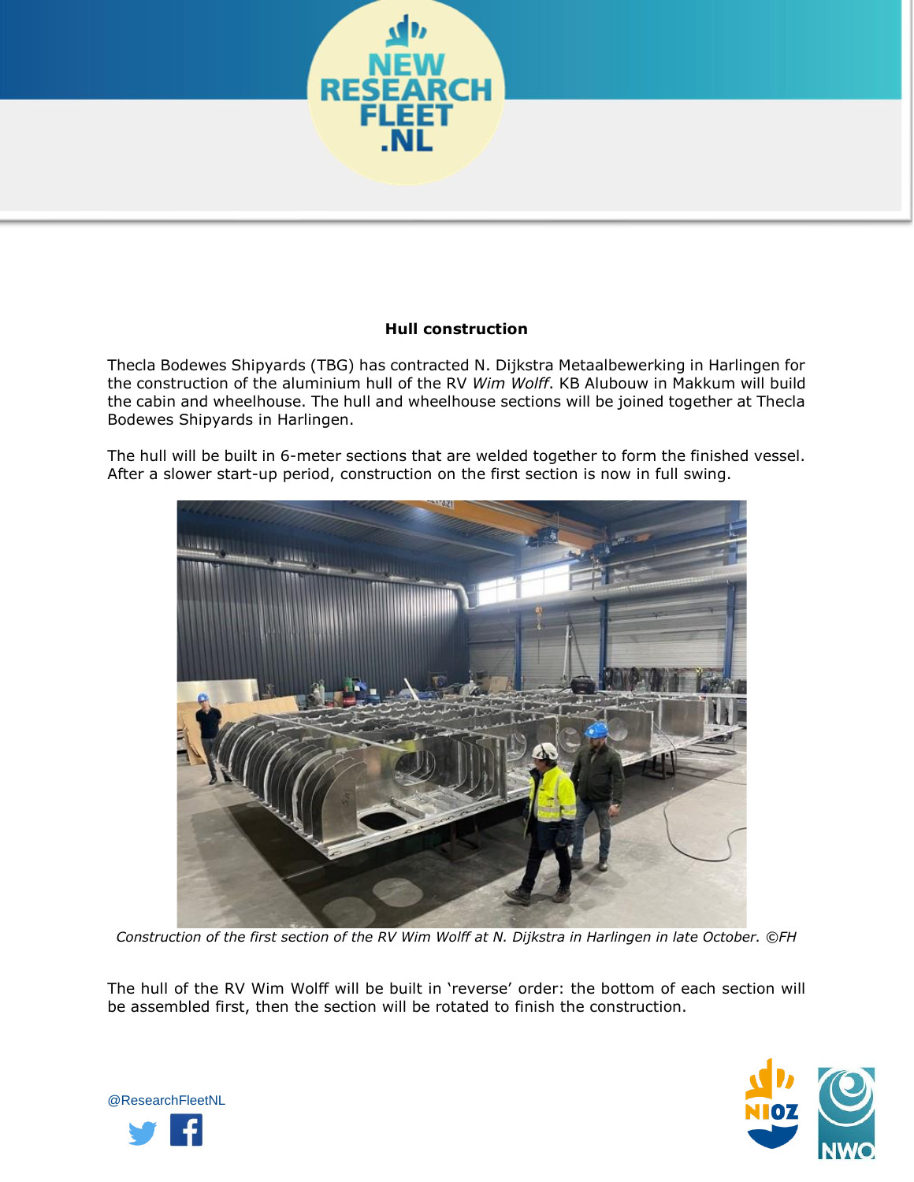## Hull construction

Thecla Bodewes Shipyards (TBG) has contracted N. Dijkstra Metaalbewerking in Harlingen for the construction of the aluminium hull of the RV *Wim Wolff*. KB Alubouw in Makkum will build the cabin and wheelhouse. The hull and wheelhouse sections will be joined together at Thecla Bodewes Shipyards in Harlingen.

The hull will be built in 6-meter sections that are welded together to form the finished vessel. After a slower start-up period, construction on the first section is now in full swing.

*Construction of the first section of the RV Wim Wolff at N. Dijkstra in Harlingen in late October. ©FH*

The hull of the RV Wim Wolff will be built in 'reverse' order: the bottom of each section will be assembled first, then the section will be rotated to finish the construction.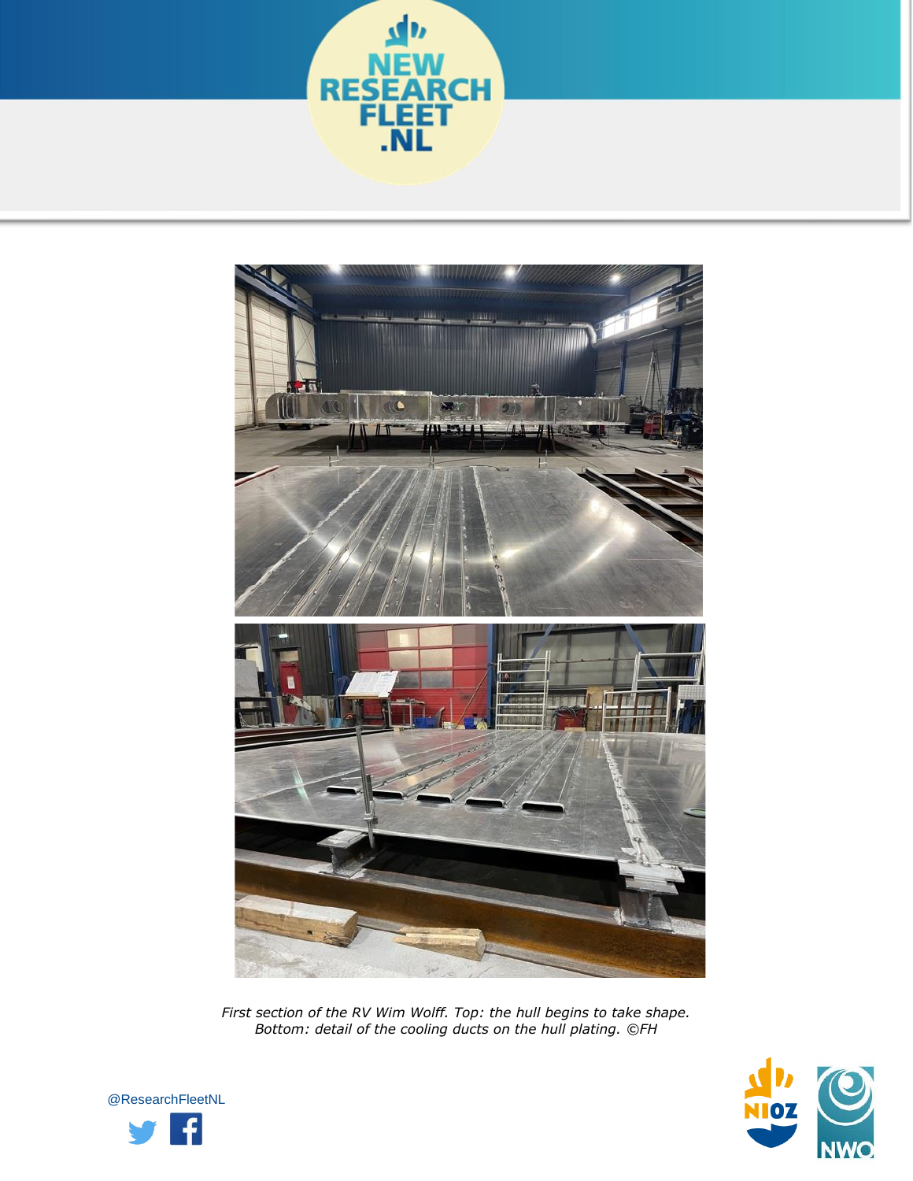*First section of the RV Wim Wolff. Top: the hull begins to take shape.*
*Bottom: detail of the cooling ducts on the hull plating. ©FH*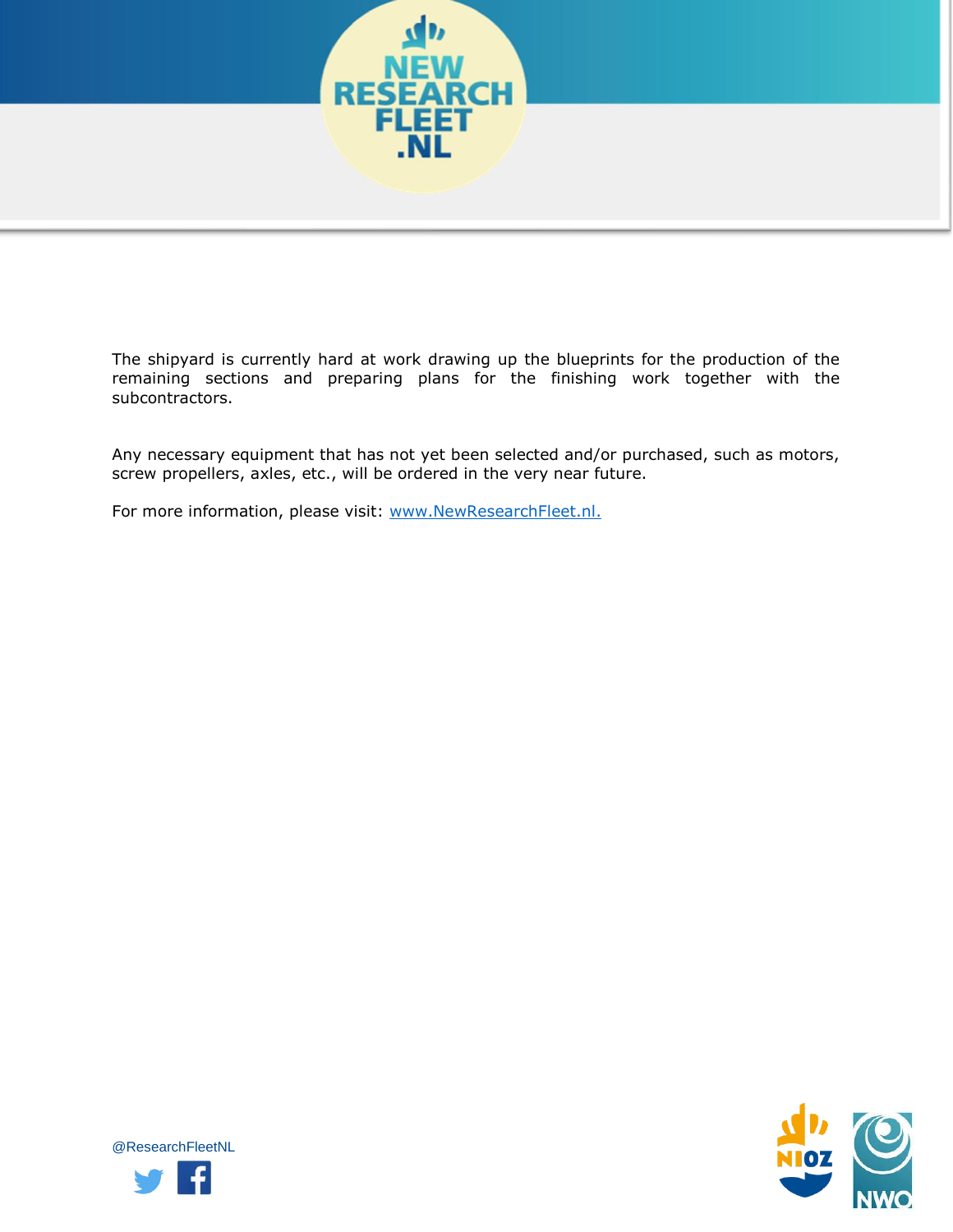The shipyard is currently hard at work drawing up the blueprints for the production of the remaining sections and preparing plans for the finishing work together with the subcontractors.

Any necessary equipment that has not yet been selected and/or purchased, such as motors, screw propellers, axles, etc., will be ordered in the very near future.

For more information, please visit: [www.NewResearchFleet.nl.](http://www.NewResearchFleet.nl)

@ResearchFleetNL